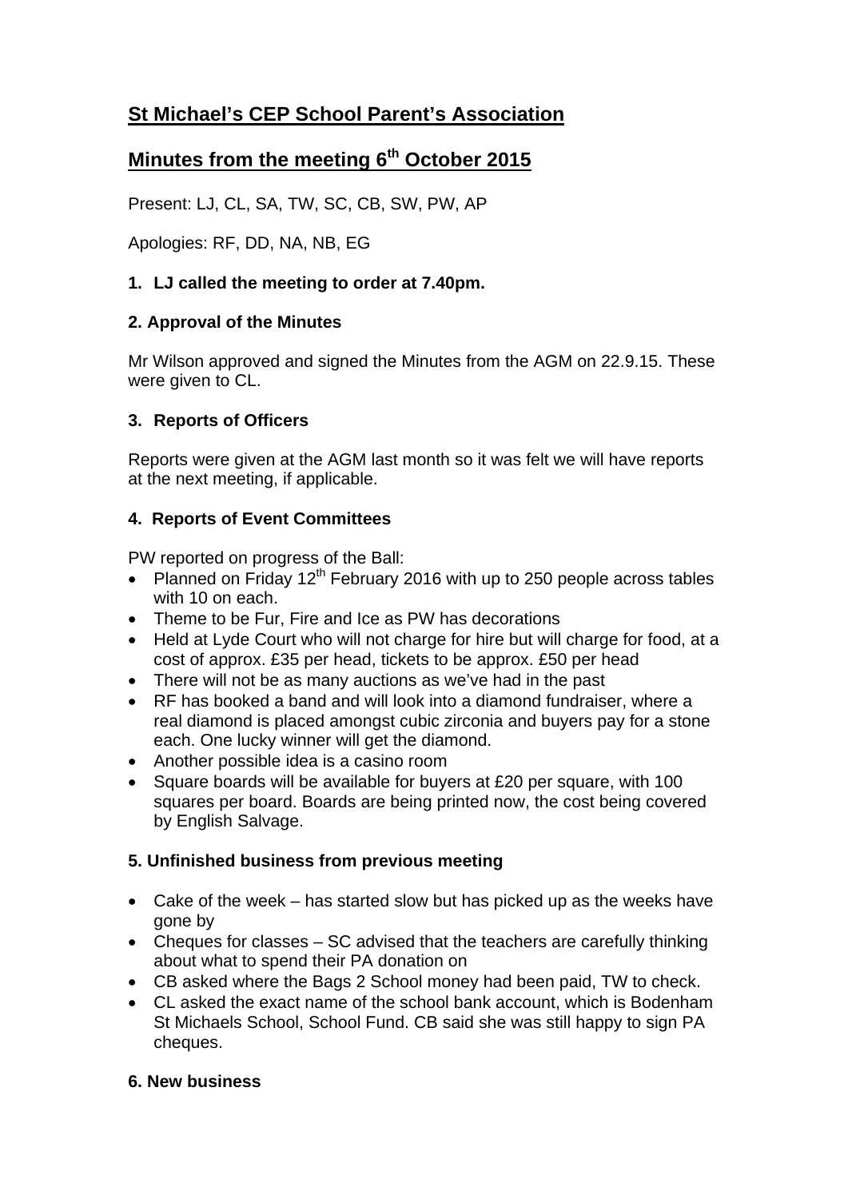# St Michael's CEP School Parent's Association

## Minutes from the meeting 6th October 2015

Present: LJ, CL, SA, TW, SC, CB, SW, PW, AP

Apologies: RF, DD, NA, NB, EG

### 1. LJ called the meeting to order at 7.40pm.

### 2. Approval of the Minutes

Mr Wilson approved and signed the Minutes from the AGM on 22.9.15. These were given to CL.

### 3. Reports of Officers

Reports were given at the AGM last month so it was felt we will have reports at the next meeting, if applicable.

### 4. Reports of Event Committees

PW reported on progress of the Ball:

- Planned on Friday 12th February 2016 with up to 250 people across tables with 10 on each.
- Theme to be Fur, Fire and Ice as PW has decorations
- Held at Lyde Court who will not charge for hire but will charge for food, at a cost of approx. £35 per head, tickets to be approx. £50 per head
- There will not be as many auctions as we've had in the past
- RF has booked a band and will look into a diamond fundraiser, where a real diamond is placed amongst cubic zirconia and buyers pay for a stone each. One lucky winner will get the diamond.
- Another possible idea is a casino room
- Square boards will be available for buyers at £20 per square, with 100 squares per board. Boards are being printed now, the cost being covered by English Salvage.

### 5. Unfinished business from previous meeting

- Cake of the week – has started slow but has picked up as the weeks have gone by
- Cheques for classes – SC advised that the teachers are carefully thinking about what to spend their PA donation on
- CB asked where the Bags 2 School money had been paid, TW to check.
- CL asked the exact name of the school bank account, which is Bodenham St Michaels School, School Fund. CB said she was still happy to sign PA cheques.

### 6. New business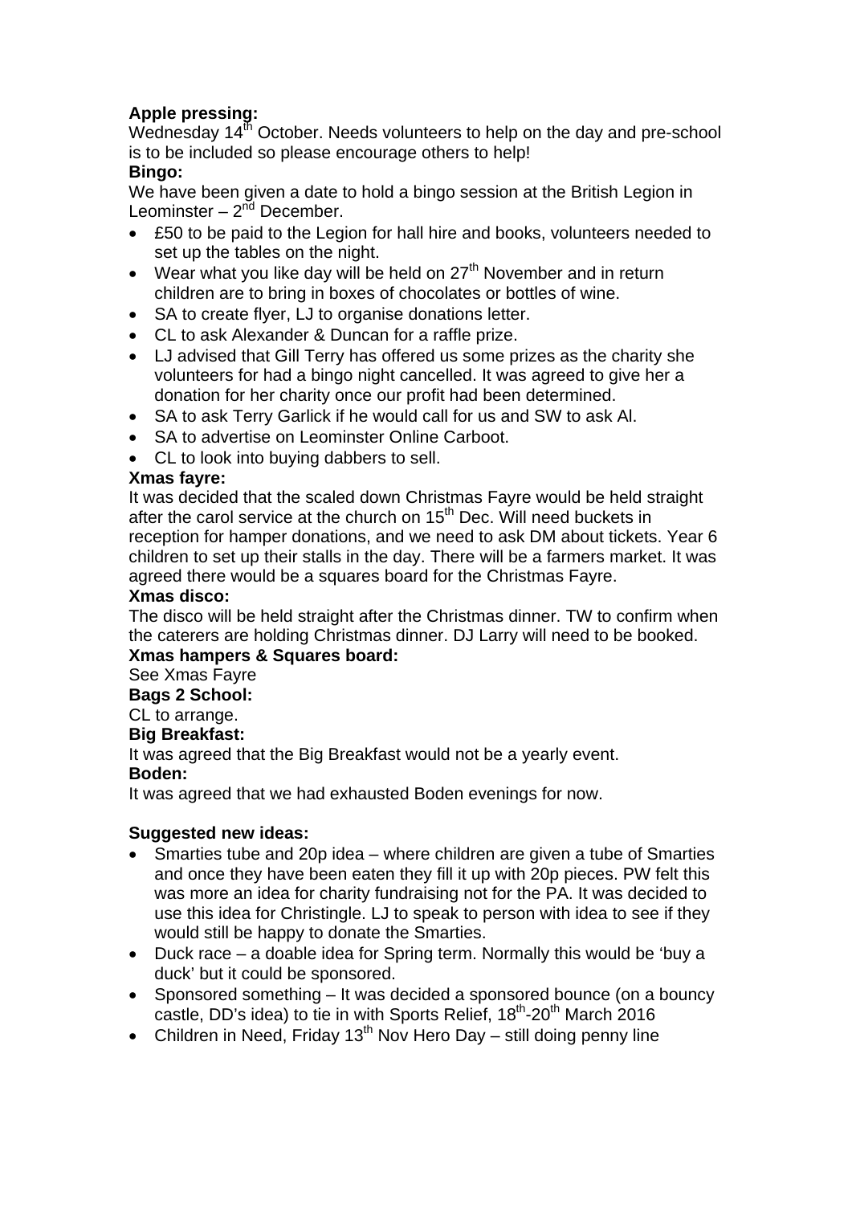**Apple pressing:**
Wednesday 14th October. Needs volunteers to help on the day and pre-school is to be included so please encourage others to help!

**Bingo:**
We have been given a date to hold a bingo session at the British Legion in Leominster – 2nd December.

- £50 to be paid to the Legion for hall hire and books, volunteers needed to set up the tables on the night.
- Wear what you like day will be held on 27th November and in return children are to bring in boxes of chocolates or bottles of wine.
- SA to create flyer, LJ to organise donations letter.
- CL to ask Alexander & Duncan for a raffle prize.
- LJ advised that Gill Terry has offered us some prizes as the charity she volunteers for had a bingo night cancelled. It was agreed to give her a donation for her charity once our profit had been determined.
- SA to ask Terry Garlick if he would call for us and SW to ask Al.
- SA to advertise on Leominster Online Carboot.
- CL to look into buying dabbers to sell.

**Xmas fayre:**
It was decided that the scaled down Christmas Fayre would be held straight after the carol service at the church on 15th Dec. Will need buckets in reception for hamper donations, and we need to ask DM about tickets. Year 6 children to set up their stalls in the day. There will be a farmers market. It was agreed there would be a squares board for the Christmas Fayre.

**Xmas disco:**
The disco will be held straight after the Christmas dinner. TW to confirm when the caterers are holding Christmas dinner. DJ Larry will need to be booked.

**Xmas hampers & Squares board:**
See Xmas Fayre

**Bags 2 School:**
CL to arrange.

**Big Breakfast:**
It was agreed that the Big Breakfast would not be a yearly event.

**Boden:**
It was agreed that we had exhausted Boden evenings for now.

**Suggested new ideas:**

- Smarties tube and 20p idea – where children are given a tube of Smarties and once they have been eaten they fill it up with 20p pieces. PW felt this was more an idea for charity fundraising not for the PA. It was decided to use this idea for Christingle. LJ to speak to person with idea to see if they would still be happy to donate the Smarties.
- Duck race – a doable idea for Spring term. Normally this would be 'buy a duck' but it could be sponsored.
- Sponsored something – It was decided a sponsored bounce (on a bouncy castle, DD's idea) to tie in with Sports Relief, 18th-20th March 2016
- Children in Need, Friday 13th Nov Hero Day – still doing penny line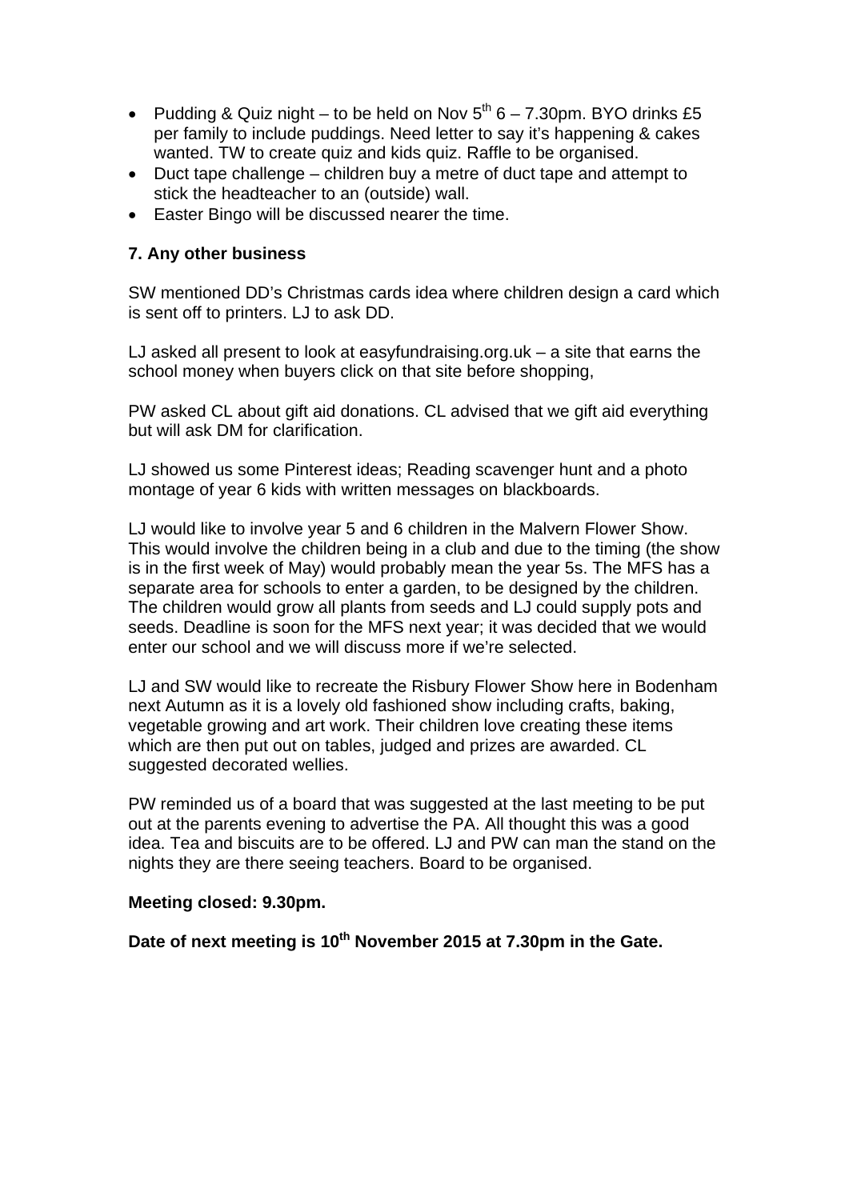- Pudding & Quiz night – to be held on Nov 5th 6 – 7.30pm. BYO drinks £5 per family to include puddings. Need letter to say it's happening & cakes wanted. TW to create quiz and kids quiz. Raffle to be organised.
- Duct tape challenge – children buy a metre of duct tape and attempt to stick the headteacher to an (outside) wall.
- Easter Bingo will be discussed nearer the time.

**7. Any other business**

SW mentioned DD's Christmas cards idea where children design a card which is sent off to printers. LJ to ask DD.

LJ asked all present to look at easyfundraising.org.uk – a site that earns the school money when buyers click on that site before shopping,

PW asked CL about gift aid donations. CL advised that we gift aid everything but will ask DM for clarification.

LJ showed us some Pinterest ideas; Reading scavenger hunt and a photo montage of year 6 kids with written messages on blackboards.

LJ would like to involve year 5 and 6 children in the Malvern Flower Show. This would involve the children being in a club and due to the timing (the show is in the first week of May) would probably mean the year 5s. The MFS has a separate area for schools to enter a garden, to be designed by the children. The children would grow all plants from seeds and LJ could supply pots and seeds. Deadline is soon for the MFS next year; it was decided that we would enter our school and we will discuss more if we're selected.

LJ and SW would like to recreate the Risbury Flower Show here in Bodenham next Autumn as it is a lovely old fashioned show including crafts, baking, vegetable growing and art work. Their children love creating these items which are then put out on tables, judged and prizes are awarded. CL suggested decorated wellies.

PW reminded us of a board that was suggested at the last meeting to be put out at the parents evening to advertise the PA. All thought this was a good idea. Tea and biscuits are to be offered. LJ and PW can man the stand on the nights they are there seeing teachers. Board to be organised.

**Meeting closed: 9.30pm.**

**Date of next meeting is 10th November 2015 at 7.30pm in the Gate.**